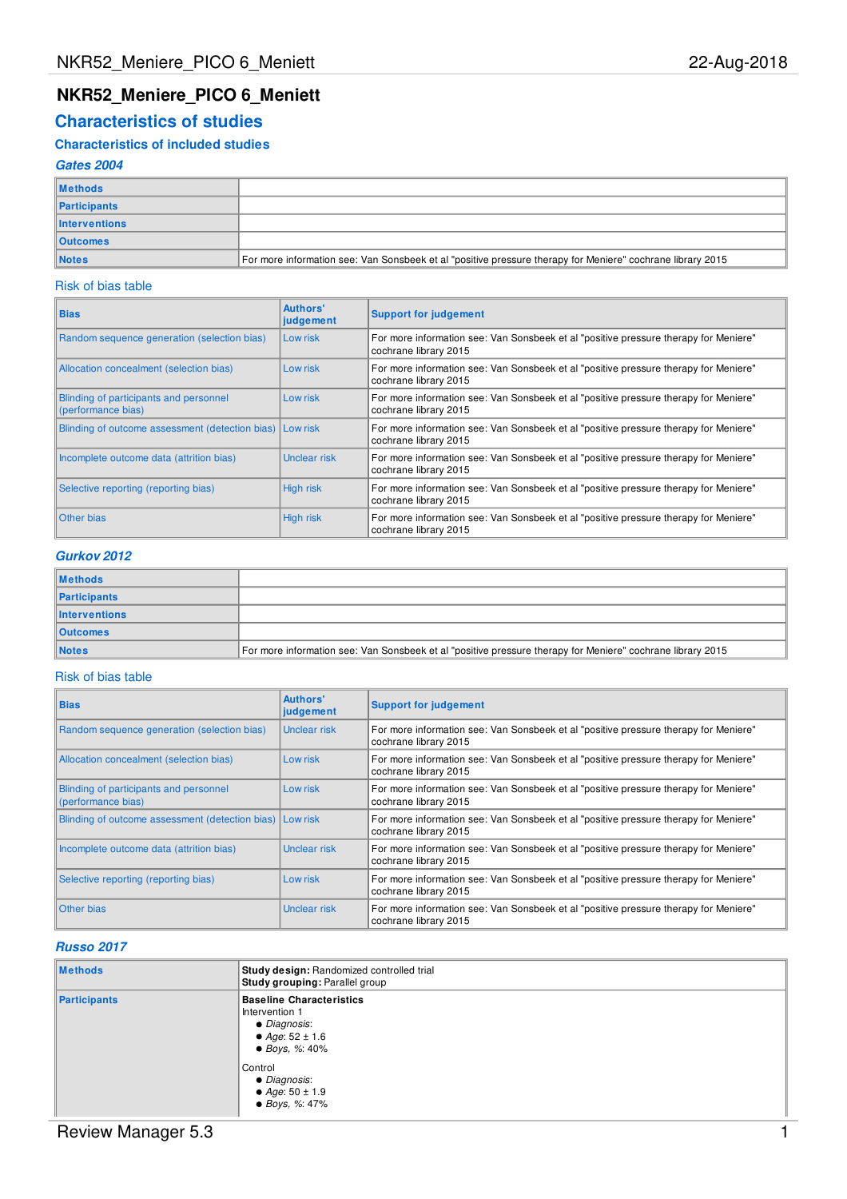# NKR52_Meniere_PICO 6_Meniett

## Characteristics of studies

### Characteristics of included studies

#### *Gates 2004*

| | |
|---|---|
| **Methods** | |
| **Participants** | |
| **Interventions** | |
| **Outcomes** | |
| **Notes** | For more information see: Van Sonsbeek et al "positive pressure therapy for Meniere" cochrane library 2015 |

Risk of bias table

| Bias | Authors' judgement | Support for judgement |
|---|---|---|
| Random sequence generation (selection bias) | Low risk | For more information see: Van Sonsbeek et al "positive pressure therapy for Meniere" cochrane library 2015 |
| Allocation concealment (selection bias) | Low risk | For more information see: Van Sonsbeek et al "positive pressure therapy for Meniere" cochrane library 2015 |
| Blinding of participants and personnel (performance bias) | Low risk | For more information see: Van Sonsbeek et al "positive pressure therapy for Meniere" cochrane library 2015 |
| Blinding of outcome assessment (detection bias) | Low risk | For more information see: Van Sonsbeek et al "positive pressure therapy for Meniere" cochrane library 2015 |
| Incomplete outcome data (attrition bias) | Unclear risk | For more information see: Van Sonsbeek et al "positive pressure therapy for Meniere" cochrane library 2015 |
| Selective reporting (reporting bias) | High risk | For more information see: Van Sonsbeek et al "positive pressure therapy for Meniere" cochrane library 2015 |
| Other bias | High risk | For more information see: Van Sonsbeek et al "positive pressure therapy for Meniere" cochrane library 2015 |

#### *Gurkov 2012*

| | |
|---|---|
| **Methods** | |
| **Participants** | |
| **Interventions** | |
| **Outcomes** | |
| **Notes** | For more information see: Van Sonsbeek et al "positive pressure therapy for Meniere" cochrane library 2015 |

Risk of bias table

| Bias | Authors' judgement | Support for judgement |
|---|---|---|
| Random sequence generation (selection bias) | Unclear risk | For more information see: Van Sonsbeek et al "positive pressure therapy for Meniere" cochrane library 2015 |
| Allocation concealment (selection bias) | Low risk | For more information see: Van Sonsbeek et al "positive pressure therapy for Meniere" cochrane library 2015 |
| Blinding of participants and personnel (performance bias) | Low risk | For more information see: Van Sonsbeek et al "positive pressure therapy for Meniere" cochrane library 2015 |
| Blinding of outcome assessment (detection bias) | Low risk | For more information see: Van Sonsbeek et al "positive pressure therapy for Meniere" cochrane library 2015 |
| Incomplete outcome data (attrition bias) | Unclear risk | For more information see: Van Sonsbeek et al "positive pressure therapy for Meniere" cochrane library 2015 |
| Selective reporting (reporting bias) | Low risk | For more information see: Van Sonsbeek et al "positive pressure therapy for Meniere" cochrane library 2015 |
| Other bias | Unclear risk | For more information see: Van Sonsbeek et al "positive pressure therapy for Meniere" cochrane library 2015 |

#### *Russo 2017*

| | |
|---|---|
| **Methods** | **Study design:** Randomized controlled trial<br>**Study grouping:** Parallel group |
| **Participants** | **Baseline Characteristics**<br>Intervention 1<br>• *Diagnosis*:<br>• *Age*: 52 ± 1.6<br>• *Boys, %*: 40%<br><br>Control<br>• *Diagnosis*:<br>• *Age*: 50 ± 1.9<br>• *Boys, %*: 47% |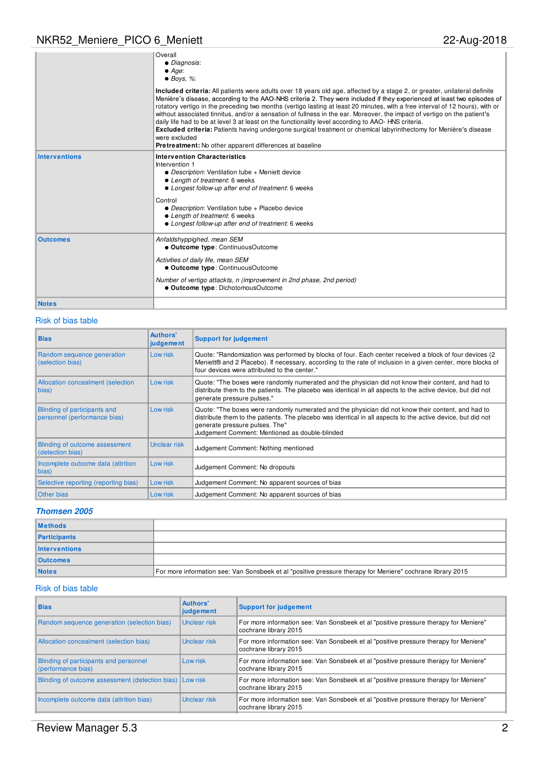| | |
|---|---|
| | Overall<br>● *Diagnosis*:<br>● *Age*:<br>● *Boys, %*:<br><br>**Included criteria:** All patients were adults over 18 years old age, affected by a stage 2, or greater, unilateral definite Menière's disease, according to the AAO-NHS criteria 2. They were included if they experienced at least two episodes of rotatory vertigo in the preceding two months (vertigo lasting at least 20 minutes, with a free interval of 12 hours), with or without associated tinnitus, and/or a sensation of fullness in the ear. Moreover, the impact of vertigo on the patient's daily life had to be at level 3 at least on the functionality level according to AAO- HNS criteria.<br>**Excluded criteria:** Patients having undergone surgical treatment or chemical labyrinthectomy for Menière's disease were excluded<br>**Pretreatment:** No other apparent differences at baseline |
| **Interventions** | **Intervention Characteristics**<br>Intervention 1<br>● *Description*: Ventilation tube + Meniett device<br>● *Length of treatment*: 6 weeks<br>● *Longest follow-up after end of treatment*: 6 weeks<br><br>Control<br>● *Description*: Ventilation tube + Placebo device<br>● *Length of treatment*: 6 weeks<br>● *Longest follow-up after end of treatment*: 6 weeks |
| **Outcomes** | *Anfaldshyppighed, mean SEM*<br>● **Outcome type**: ContinuousOutcome<br><br>*Activities of daily life, mean SEM*<br>● **Outcome type**: ContinuousOutcome<br><br>*Number of vertigo attackts, n (improvement in 2nd phase, 2nd period)*<br>● **Outcome type**: DichotomousOutcome |
| **Notes** | |

### Risk of bias table

| Bias | Authors' judgement | Support for judgement |
|---|---|---|
| Random sequence generation (selection bias) | Low risk | Quote: "Randomization was performed by blocks of four. Each center received a block of four devices (2 Meniett® and 2 Placebo). If necessary, according to the rate of inclusion in a given center, more blocks of four devices were attributed to the center." |
| Allocation concealment (selection bias) | Low risk | Quote: "The boxes were randomly numerated and the physician did not know their content, and had to distribute them to the patients. The placebo was identical in all aspects to the active device, but did not generate pressure pulses." |
| Blinding of participants and personnel (performance bias) | Low risk | Quote: "The boxes were randomly numerated and the physician did not know their content, and had to distribute them to the patients. The placebo was identical in all aspects to the active device, but did not generate pressure pulses. The"<br>Judgement Comment: Mentioned as double-blinded |
| Blinding of outcome assessment (detection bias) | Unclear risk | Judgement Comment: Nothing mentioned |
| Incomplete outcome data (attrition bias) | Low risk | Judgement Comment: No dropouts |
| Selective reporting (reporting bias) | Low risk | Judgement Comment: No apparent sources of bias |
| Other bias | Low risk | Judgement Comment: No apparent sources of bias |

## *Thomsen 2005*

| | |
|---|---|
| **Methods** | |
| **Participants** | |
| **Interventions** | |
| **Outcomes** | |
| **Notes** | For more information see: Van Sonsbeek et al "positive pressure therapy for Meniere" cochrane library 2015 |

### Risk of bias table

| Bias | Authors' judgement | Support for judgement |
|---|---|---|
| Random sequence generation (selection bias) | Unclear risk | For more information see: Van Sonsbeek et al "positive pressure therapy for Meniere" cochrane library 2015 |
| Allocation concealment (selection bias) | Unclear risk | For more information see: Van Sonsbeek et al "positive pressure therapy for Meniere" cochrane library 2015 |
| Blinding of participants and personnel (performance bias) | Low risk | For more information see: Van Sonsbeek et al "positive pressure therapy for Meniere" cochrane library 2015 |
| Blinding of outcome assessment (detection bias) | Low risk | For more information see: Van Sonsbeek et al "positive pressure therapy for Meniere" cochrane library 2015 |
| Incomplete outcome data (attrition bias) | Unclear risk | For more information see: Van Sonsbeek et al "positive pressure therapy for Meniere" cochrane library 2015 |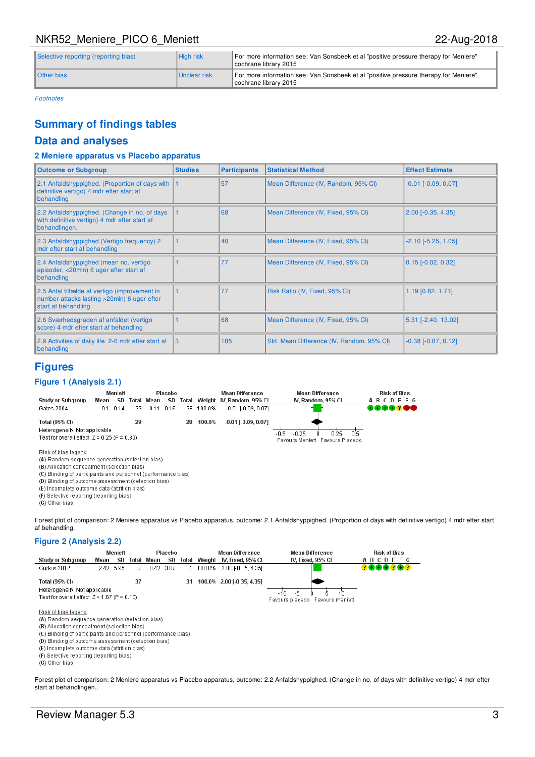| Selective reporting (reporting bias) | High risk | For more information see: Van Sonsbeek et al "positive pressure therapy for Meniere" cochrane library 2015 |
|---|---|---|
| Other bias | Unclear risk | For more information see: Van Sonsbeek et al "positive pressure therapy for Meniere" cochrane library 2015 |

*Footnotes*

## Summary of findings tables

## Data and analyses

### 2 Meniere apparatus vs Placebo apparatus

| Outcome or Subgroup | Studies | Participants | Statistical Method | Effect Estimate |
|---|---|---|---|---|
| 2.1 Anfaldshyppighed. (Proportion of days with definitive vertigo) 4 mdr efter start af behandling | 1 | 57 | Mean Difference (IV, Random, 95% CI) | -0.01 [-0.09, 0.07] |
| 2.2 Anfaldshyppighed. (Change in no. of days with definitive vertigo) 4 mdr efter start af behandlingen. | 1 | 68 | Mean Difference (IV, Fixed, 95% CI) | 2.00 [-0.35, 4.35] |
| 2.3 Anfaldshyppighed (Vertigo frequency) 2 mdr efter start af behandling | 1 | 40 | Mean Difference (IV, Fixed, 95% CI) | -2.10 [-5.25, 1.05] |
| 2.4 Anfaldshyppighed (mean no. vertigo episoder, <20min) 6 uger efter start af behandling | 1 | 77 | Mean Difference (IV, Fixed, 95% CI) | 0.15 [-0.02, 0.32] |
| 2.5 Antal tilfælde af vertigo (improvement in number attacks lasting >20min) 6 uger efter start af behandling | 1 | 77 | Risk Ratio (IV, Fixed, 95% CI) | 1.19 [0.82, 1.71] |
| 2.6 Sværhedsgraden af anfaldet (vertigo score) 4 mdr efter start af behandling | 1 | 68 | Mean Difference (IV, Fixed, 95% CI) | 5.31 [-2.40, 13.02] |
| 2.9 Activities of daily life. 2-6 mdr efter start af behandling | 3 | 185 | Std. Mean Difference (IV, Random, 95% CI) | -0.38 [-0.87, 0.12] |

## Figures

### Figure 1 (Analysis 2.1)

| Study or Subgroup | Meniett Mean | Meniett SD | Meniett Total | Placebo Mean | Placebo SD | Placebo Total | Weight | Mean Difference IV, Random, 95% CI | Risk of Bias A B C D E F G |
|---|---|---|---|---|---|---|---|---|---|
| Gates 2004 | 0.1 | 0.14 | 29 | 0.11 | 0.16 | 28 | 100.0% | -0.01 [-0.09, 0.07] | + + + + ? − − |
| **Total (95% CI)** | | | **29** | | | **28** | **100.0%** | **-0.01 [-0.09, 0.07]** | |

Heterogeneity: Not applicable
Test for overall effect: Z = 0.25 (P = 0.80)

Axis: -0.5, -0.25, 0, 0.25, 0.5 — Favours Meniett / Favours Placebo

Risk of bias legend
(A) Random sequence generation (selection bias)
(B) Allocation concealment (selection bias)
(C) Blinding of participants and personnel (performance bias)
(D) Blinding of outcome assessment (detection bias)
(E) Incomplete outcome data (attrition bias)
(F) Selective reporting (reporting bias)
(G) Other bias

Forest plot of comparison: 2 Meniere apparatus vs Placebo apparatus, outcome: 2.1 Anfaldshyppighed. (Proportion of days with definitive vertigo) 4 mdr efter start af behandling.

### Figure 2 (Analysis 2.2)

| Study or Subgroup | Meniett Mean | Meniett SD | Meniett Total | Placebo Mean | Placebo SD | Placebo Total | Weight | Mean Difference IV, Fixed, 95% CI | Risk of Bias A B C D E F G |
|---|---|---|---|---|---|---|---|---|---|
| Gurkov 2012 | 2.42 | 5.95 | 37 | 0.42 | 3.87 | 31 | 100.0% | 2.00 [-0.35, 4.35] | ? + + + ? + ? |
| **Total (95% CI)** | | | **37** | | | **31** | **100.0%** | **2.00 [-0.35, 4.35]** | |

Heterogeneity: Not applicable
Test for overall effect: Z = 1.67 (P = 0.10)

Axis: -10, -5, 0, 5, 10 — Favours placebo / Favours meniett

Risk of bias legend
(A) Random sequence generation (selection bias)
(B) Allocation concealment (selection bias)
(C) Blinding of participants and personnel (performance bias)
(D) Blinding of outcome assessment (detection bias)
(E) Incomplete outcome data (attrition bias)
(F) Selective reporting (reporting bias)
(G) Other bias

Forest plot of comparison: 2 Meniere apparatus vs Placebo apparatus, outcome: 2.2 Anfaldshyppighed. (Change in no. of days with definitive vertigo) 4 mdr efter start af behandlingen..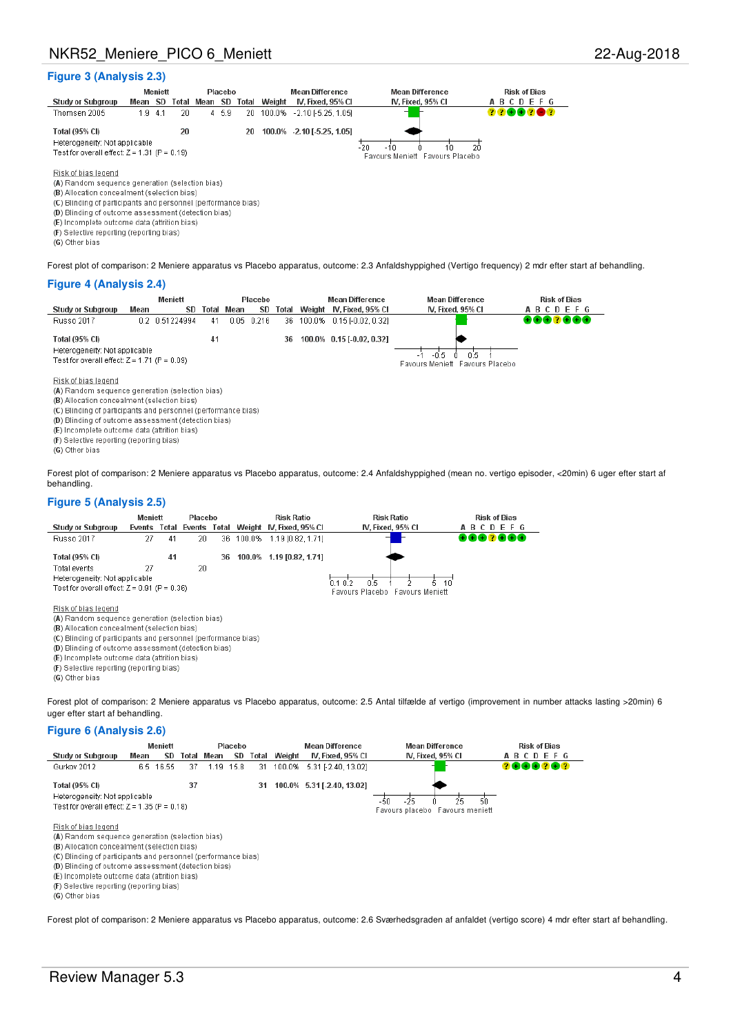## Figure 3 (Analysis 2.3)

| Study or Subgroup | Meniett Mean | Meniett SD | Meniett Total | Placebo Mean | Placebo SD | Placebo Total | Weight | Mean Difference IV, Fixed, 95% CI | Risk of Bias A B C D E F G |
|---|---|---|---|---|---|---|---|---|---|
| Thomsen 2005 | 1.9 | 4.1 | 20 | 4 | 5.9 | 20 | 100.0% | -2.10 [-5.25, 1.05] | ? ? + + ? − ? |
| **Total (95% CI)** | | | **20** | | | **20** | **100.0%** | **-2.10 [-5.25, 1.05]** | |

Heterogeneity: Not applicable
Test for overall effect: Z = 1.31 (P = 0.19)

Axis: -20, -10, 0, 10, 20 — Favours Meniett / Favours Placebo

Risk of bias legend
(A) Random sequence generation (selection bias)
(B) Allocation concealment (selection bias)
(C) Blinding of participants and personnel (performance bias)
(D) Blinding of outcome assessment (detection bias)
(E) Incomplete outcome data (attrition bias)
(F) Selective reporting (reporting bias)
(G) Other bias

Forest plot of comparison: 2 Meniere apparatus vs Placebo apparatus, outcome: 2.3 Anfaldshyppighed (Vertigo frequency) 2 mdr efter start af behandling.

## Figure 4 (Analysis 2.4)

| Study or Subgroup | Meniett Mean | Meniett SD | Meniett Total | Placebo Mean | Placebo SD | Placebo Total | Weight | Mean Difference IV, Fixed, 95% CI | Risk of Bias A B C D E F G |
|---|---|---|---|---|---|---|---|---|---|
| Russo 2017 | 0.2 | 0.51224994 | 41 | 0.05 | 0.216 | 36 | 100.0% | 0.15 [-0.02, 0.32] | + + + ? + + + |
| **Total (95% CI)** | | | **41** | | | **36** | **100.0%** | **0.15 [-0.02, 0.32]** | |

Heterogeneity: Not applicable
Test for overall effect: Z = 1.71 (P = 0.09)

Axis: -1, -0.5, 0, 0.5, 1 — Favours Meniett / Favours Placebo

Risk of bias legend
(A) Random sequence generation (selection bias)
(B) Allocation concealment (selection bias)
(C) Blinding of participants and personnel (performance bias)
(D) Blinding of outcome assessment (detection bias)
(E) Incomplete outcome data (attrition bias)
(F) Selective reporting (reporting bias)
(G) Other bias

Forest plot of comparison: 2 Meniere apparatus vs Placebo apparatus, outcome: 2.4 Anfaldshyppighed (mean no. vertigo episoder, <20min) 6 uger efter start af behandling.

## Figure 5 (Analysis 2.5)

| Study or Subgroup | Meniett Events | Meniett Total | Placebo Events | Placebo Total | Weight | Risk Ratio IV, Fixed, 95% CI | Risk of Bias A B C D E F G |
|---|---|---|---|---|---|---|---|
| Russo 2017 | 27 | 41 | 20 | 36 | 100.0% | 1.19 [0.82, 1.71] | + + + ? + + + |
| **Total (95% CI)** | | **41** | | **36** | **100.0%** | **1.19 [0.82, 1.71]** | |
| Total events | 27 | | 20 | | | | |

Heterogeneity: Not applicable
Test for overall effect: Z = 0.91 (P = 0.36)

Axis: 0.1, 0.2, 0.5, 1, 2, 5, 10 — Favours Placebo / Favours Meniett

Risk of bias legend
(A) Random sequence generation (selection bias)
(B) Allocation concealment (selection bias)
(C) Blinding of participants and personnel (performance bias)
(D) Blinding of outcome assessment (detection bias)
(E) Incomplete outcome data (attrition bias)
(F) Selective reporting (reporting bias)
(G) Other bias

Forest plot of comparison: 2 Meniere apparatus vs Placebo apparatus, outcome: 2.5 Antal tilfælde af vertigo (improvement in number attacks lasting >20min) 6 uger efter start af behandling.

## Figure 6 (Analysis 2.6)

| Study or Subgroup | Meniett Mean | Meniett SD | Meniett Total | Placebo Mean | Placebo SD | Placebo Total | Weight | Mean Difference IV, Fixed, 95% CI | Risk of Bias A B C D E F G |
|---|---|---|---|---|---|---|---|---|---|
| Gurkov 2012 | 6.5 | 16.55 | 37 | 1.19 | 15.8 | 31 | 100.0% | 5.31 [-2.40, 13.02] | ? + + + ? + ? |
| **Total (95% CI)** | | | **37** | | | **31** | **100.0%** | **5.31 [-2.40, 13.02]** | |

Heterogeneity: Not applicable
Test for overall effect: Z = 1.35 (P = 0.18)

Axis: -50, -25, 0, 25, 50 — Favours placebo / Favours meniett

Risk of bias legend
(A) Random sequence generation (selection bias)
(B) Allocation concealment (selection bias)
(C) Blinding of participants and personnel (performance bias)
(D) Blinding of outcome assessment (detection bias)
(E) Incomplete outcome data (attrition bias)
(F) Selective reporting (reporting bias)
(G) Other bias

Forest plot of comparison: 2 Meniere apparatus vs Placebo apparatus, outcome: 2.6 Sværhedsgraden af anfaldet (vertigo score) 4 mdr efter start af behandling.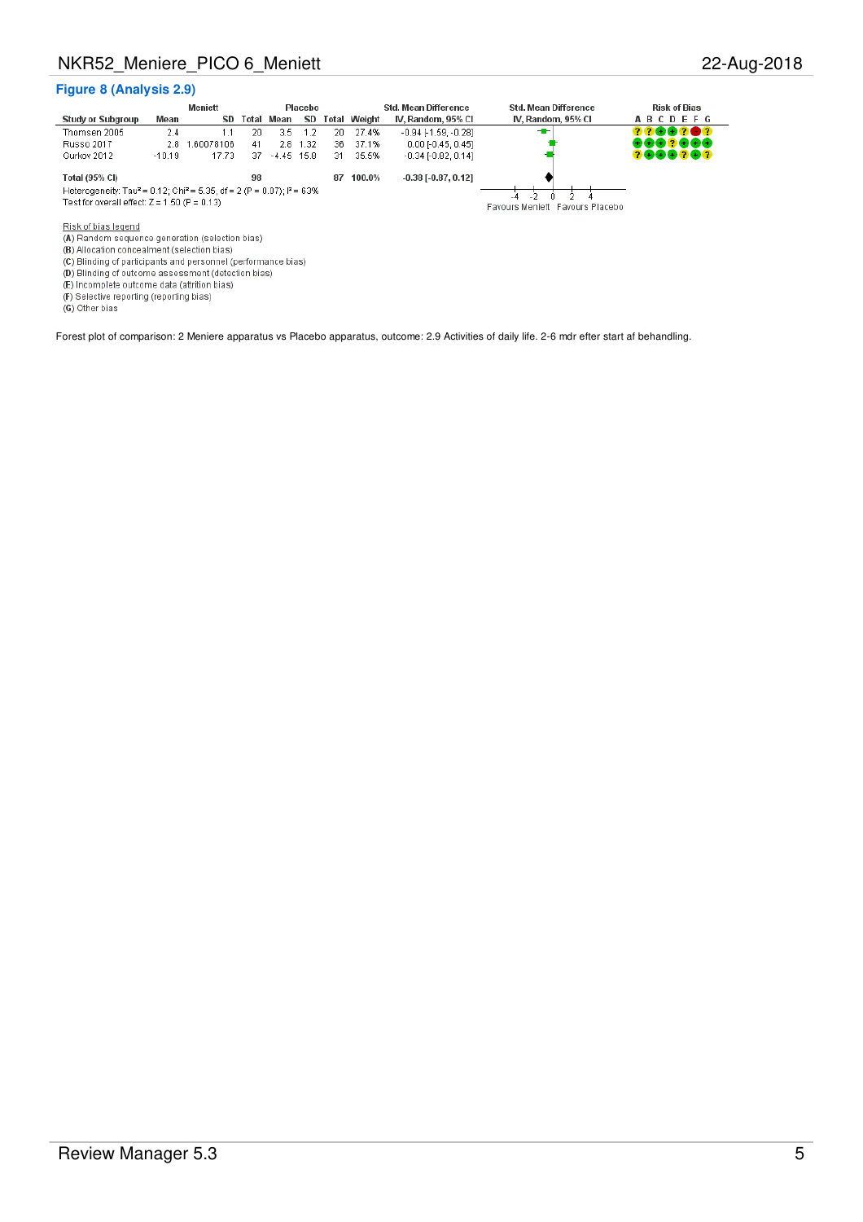## Figure 8 (Analysis 2.9)

| | Meniett | | | Placebo | | | | Std. Mean Difference | Risk of Bias |
|---|---|---|---|---|---|---|---|---|---|
| Study or Subgroup | Mean | SD | Total | Mean | SD | Total | Weight | IV, Random, 95% CI | A B C D E F G |
| Thomsen 2005 | 2.4 | 1.1 | 20 | 3.5 | 1.2 | 20 | 27.4% | -0.94 [-1.59, -0.28] | ? ? + + ? - ? |
| Russo 2017 | 2.8 | 1.60078106 | 41 | 2.8 | 1.32 | 36 | 37.1% | 0.00 [-0.45, 0.45] | + + + ? + + + |
| Gürkov 2012 | -10.19 | 17.73 | 37 | -4.45 | 15.8 | 31 | 35.5% | -0.34 [-0.82, 0.14] | ? + + + ? + ? |
| **Total (95% CI)** | | | **98** | | | **87** | **100.0%** | **-0.38 [-0.87, 0.12]** | |

Heterogeneity: $Tau^2 = 0.12$; $Chi^2 = 5.35$, $df = 2$ ($P = 0.07$); $I^2 = 63\%$

Test for overall effect: $Z = 1.50$ ($P = 0.13$)

Std. Mean Difference
IV, Random, 95% CI

-4 -2 0 2 4

Favours Meniett   Favours Placebo

Risk of bias legend

(A) Random sequence generation (selection bias)
(B) Allocation concealment (selection bias)
(C) Blinding of participants and personnel (performance bias)
(D) Blinding of outcome assessment (detection bias)
(E) Incomplete outcome data (attrition bias)
(F) Selective reporting (reporting bias)
(G) Other bias

Forest plot of comparison: 2 Meniere apparatus vs Placebo apparatus, outcome: 2.9 Activities of daily life. 2-6 mdr efter start af behandling.